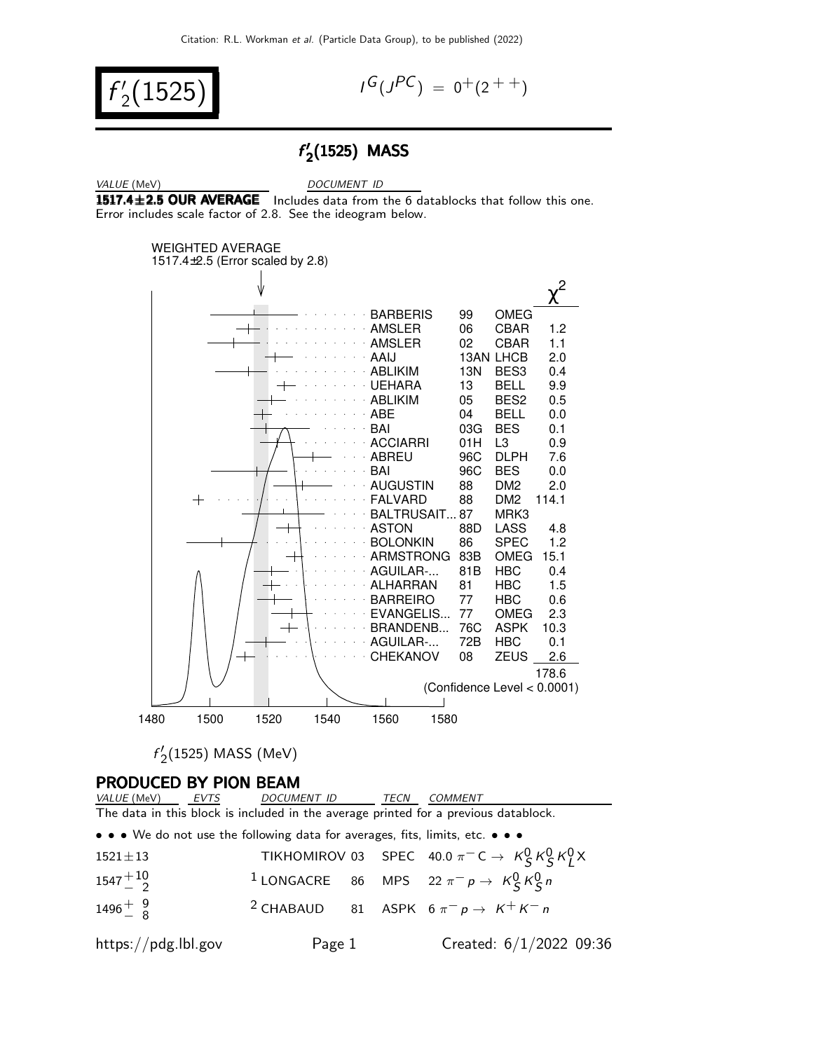Citation: R.L. Workman et al. (Particle Data Group), to be published (2022)

# $f'_2(1525)$

$I^G(J^{PC}) = 0^+(2^{++})$

## $f'_2(1525)$ MASS

| VALUE (MeV) | DOCUMENT ID |
|---|---|
| **1517.4±2.5 OUR AVERAGE** | Includes data from the 6 datablocks that follow this one. Error includes scale factor of 2.8. See the ideogram below. |

WEIGHTED AVERAGE
1517.4±2.5 (Error scaled by 2.8)

| Document | | TECN | $\chi^2$ |
|---|---|---|---|
| BARBERIS | 99 | OMEG | |
| AMSLER | 06 | CBAR | 1.2 |
| AMSLER | 02 | CBAR | 1.1 |
| AAIJ | 13AN | LHCB | 2.0 |
| ABLIKIM | 13N | BES3 | 0.4 |
| UEHARA | 13 | BELL | 9.9 |
| ABLIKIM | 05 | BES2 | 0.5 |
| ABE | 04 | BELL | 0.0 |
| BAI | 03G | BES | 0.1 |
| ACCIARRI | 01H | L3 | 0.9 |
| ABREU | 96C | DLPH | 7.6 |
| BAI | 96C | BES | 0.0 |
| AUGUSTIN | 88 | DM2 | 2.0 |
| FALVARD | 88 | DM2 | 114.1 |
| BALTRUSAIT... | 87 | MRK3 | |
| ASTON | 88D | LASS | 4.8 |
| BOLONKIN | 86 | SPEC | 1.2 |
| ARMSTRONG | 83B | OMEG | 15.1 |
| AGUILAR-... | 81B | HBC | 0.4 |
| ALHARRAN | 81 | HBC | 1.5 |
| BARREIRO | 77 | HBC | 0.6 |
| EVANGELIS... | 77 | OMEG | 2.3 |
| BRANDENB... | 76C | ASPK | 10.3 |
| AGUILAR-... | 72B | HBC | 0.1 |
| CHEKANOV | 08 | ZEUS | 2.6 |
| | | | 178.6 |

(Confidence Level < 0.0001)

$f'_2(1525)$ MASS (MeV)

### PRODUCED BY PION BEAM

| VALUE (MeV) | EVTS | DOCUMENT ID | | TECN | COMMENT |
|---|---|---|---|---|---|
| The data in this block is included in the average printed for a previous datablock. | | | | | |
| • • • We do not use the following data for averages, fits, limits, etc. • • • | | | | | |
| $1521 \pm 13$ | | TIKHOMIROV | 03 | SPEC | $40.0\ \pi^- C \rightarrow K^0_S K^0_S K^0_L X$ |
| $1547^{+10}_{-2}$ | | [1] LONGACRE | 86 | MPS | $22\ \pi^- p \rightarrow K^0_S K^0_S n$ |
| $1496^{+9}_{-8}$ | | [2] CHABAUD | 81 | ASPK | $6\ \pi^- p \rightarrow K^+ K^- n$ |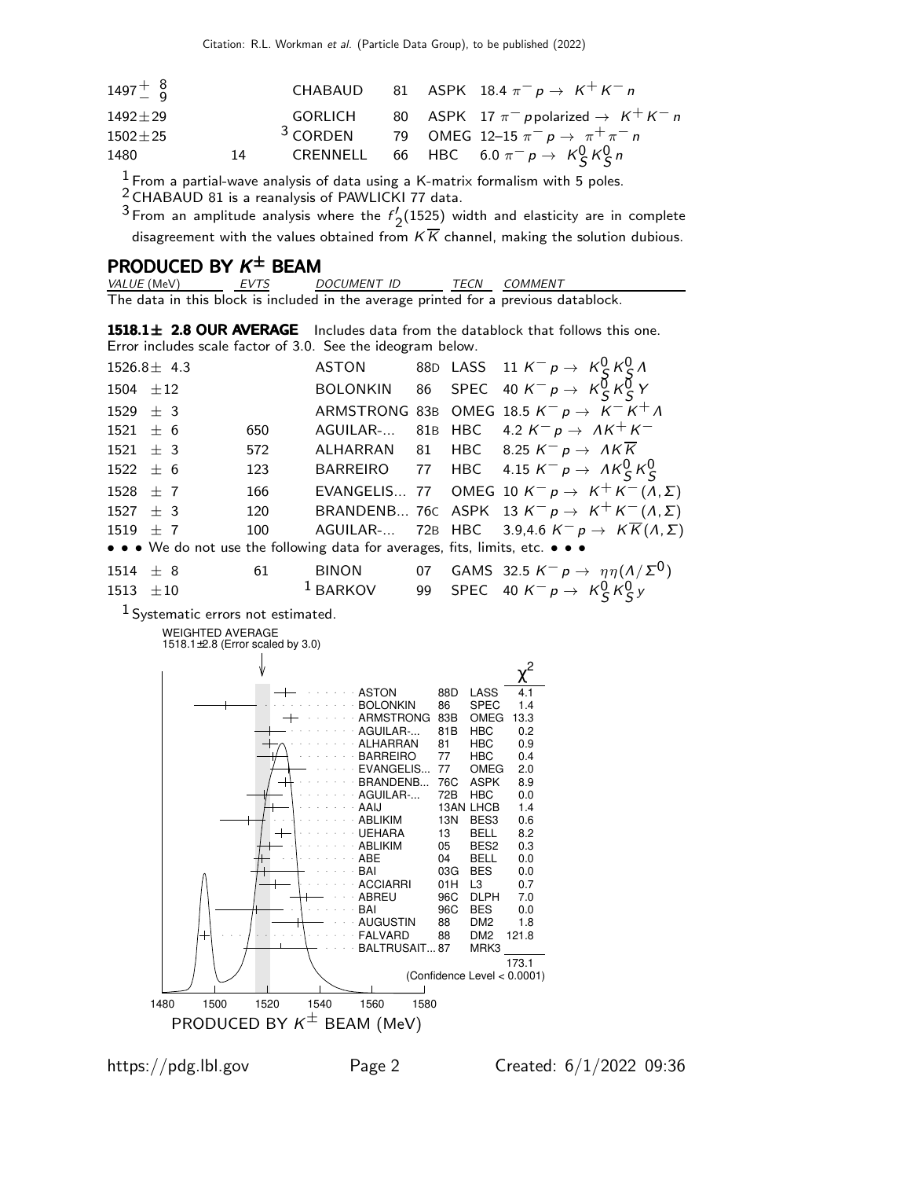| | | | | | |
|---|---|---|---|---|---|
| $1497^{+\ 8}_{-\ 9}$ | | CHABAUD | 81 | ASPK | $18.4\ \pi^- p \rightarrow K^+ K^- n$ |
| $1492 \pm 29$ | | GORLICH | 80 | ASPK | $17\ \pi^- p$ polarized $\rightarrow K^+ K^- n$ |
| $1502 \pm 25$ | | [3] CORDEN | 79 | OMEG | $12\text{–}15\ \pi^- p \rightarrow \pi^+ \pi^- n$ |
| 1480 | 14 | CRENNELL | 66 | HBC | $6.0\ \pi^- p \rightarrow K^0_S K^0_S n$ |

[1] From a partial-wave analysis of data using a K-matrix formalism with 5 poles.

[2] CHABAUD 81 is a reanalysis of PAWLICKI 77 data.

[3] From an amplitude analysis where the $f_2'(1525)$ width and elasticity are in complete disagreement with the values obtained from $K\overline{K}$ channel, making the solution dubious.

## PRODUCED BY $K^{\pm}$ BEAM

| *VALUE* (MeV) | *EVTS* | *DOCUMENT ID* | | *TECN* | *COMMENT* |
|---|---|---|---|---|---|

The data in this block is included in the average printed for a previous datablock.

**1518.1± 2.8 OUR AVERAGE** Includes data from the datablock that follows this one. Error includes scale factor of 3.0. See the ideogram below.

| | | | | | |
|---|---|---|---|---|---|
| $1526.8 \pm 4.3$ | | ASTON | 88D | LASS | $11\ K^- p \rightarrow K^0_S K^0_S \Lambda$ |
| $1504 \pm 12$ | | BOLONKIN | 86 | SPEC | $40\ K^- p \rightarrow K^0_S K^0_S Y$ |
| $1529 \pm 3$ | | ARMSTRONG | 83B | OMEG | $18.5\ K^- p \rightarrow K^- K^+ \Lambda$ |
| $1521 \pm 6$ | 650 | AGUILAR-... | 81B | HBC | $4.2\ K^- p \rightarrow \Lambda K^+ K^-$ |
| $1521 \pm 3$ | 572 | ALHARRAN | 81 | HBC | $8.25\ K^- p \rightarrow \Lambda K \overline{K}$ |
| $1522 \pm 6$ | 123 | BARREIRO | 77 | HBC | $4.15\ K^- p \rightarrow \Lambda K^0_S K^0_S$ |
| $1528 \pm 7$ | 166 | EVANGELIS... | 77 | OMEG | $10\ K^- p \rightarrow K^+ K^- (\Lambda, \Sigma)$ |
| $1527 \pm 3$ | 120 | BRANDENB... | 76C | ASPK | $13\ K^- p \rightarrow K^+ K^- (\Lambda, \Sigma)$ |
| $1519 \pm 7$ | 100 | AGUILAR-... | 72B | HBC | $3.9,4.6\ K^- p \rightarrow K \overline{K} (\Lambda, \Sigma)$ |

• • • We do not use the following data for averages, fits, limits, etc. • • •

| | | | | | |
|---|---|---|---|---|---|
| $1514 \pm 8$ | 61 | BINON | 07 | GAMS | $32.5\ K^- p \rightarrow \eta\eta(\Lambda/\Sigma^0)$ |
| $1513 \pm 10$ | | [1] BARKOV | 99 | SPEC | $40\ K^- p \rightarrow K^0_S K^0_S y$ |

[1] Systematic errors not estimated.

WEIGHTED AVERAGE
1518.1±2.8 (Error scaled by 3.0)

| Document | | TECN | $\chi^2$ |
|---|---|---|---|
| ASTON | 88D | LASS | 4.1 |
| BOLONKIN | 86 | SPEC | 1.4 |
| ARMSTRONG | 83B | OMEG | 13.3 |
| AGUILAR-... | 81B | HBC | 0.2 |
| ALHARRAN | 81 | HBC | 0.9 |
| BARREIRO | 77 | HBC | 0.4 |
| EVANGELIS... | 77 | OMEG | 2.0 |
| BRANDENB... | 76C | ASPK | 8.9 |
| AGUILAR-... | 72B | HBC | 0.0 |
| AAIJ | 13AN | LHCB | 1.4 |
| ABLIKIM | 13N | BES3 | 0.6 |
| UEHARA | 13 | BELL | 8.2 |
| ABLIKIM | 05 | BES2 | 0.3 |
| ABE | 04 | BELL | 0.0 |
| BAI | 03G | BES | 0.0 |
| ACCIARRI | 01H | L3 | 0.7 |
| ABREU | 96C | DLPH | 7.0 |
| BAI | 96C | BES | 0.0 |
| AUGUSTIN | 88 | DM2 | 1.8 |
| FALVARD | 88 | DM2 | 121.8 |
| BALTRUSAIT... | 87 | MRK3 | |
| | | | 173.1 |

(Confidence Level < 0.0001)

PRODUCED BY $K^{\pm}$ BEAM (MeV)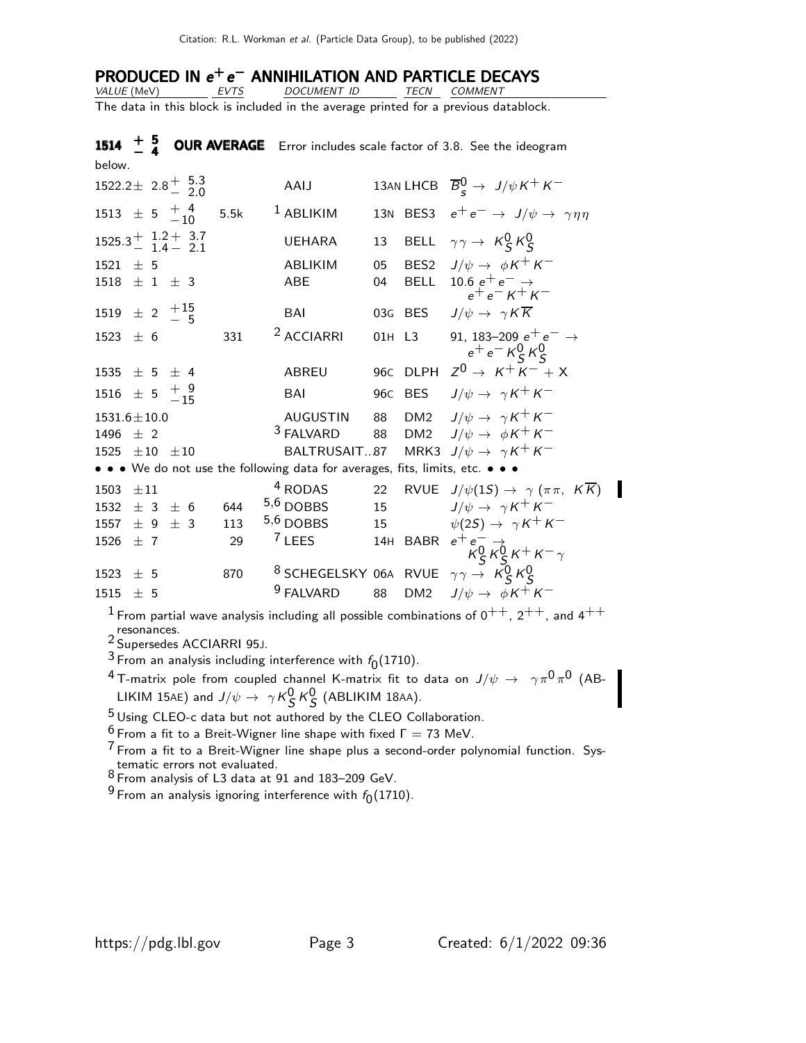## PRODUCED IN $e^+e^-$ ANNIHILATION AND PARTICLE DECAYS

| VALUE (MeV) | EVTS | DOCUMENT ID | | TECN | COMMENT |
|---|---|---|---|---|---|

The data in this block is included in the average printed for a previous datablock.

**$1514\ ^{+\ 5}_{-\ 4}$ OUR AVERAGE** Error includes scale factor of 3.8. See the ideogram below.

| VALUE (MeV) | EVTS | DOCUMENT ID | | TECN | COMMENT |
|---|---|---|---|---|---|
| $1522.2 \pm\ 2.8^{+\ 5.3}_{-\ 2.0}$ | | AAIJ | 13AN | LHCB | $\overline{B}^0_s \to J/\psi K^+ K^-$ |
| $1513\ \pm\ 5\ ^{+\ 4}_{-10}$ | 5.5k | [1] ABLIKIM | 13N | BES3 | $e^+e^- \to J/\psi \to \gamma\eta\eta$ |
| $1525.3^{+\ 1.2+\ 3.7}_{-\ 1.4-\ 2.1}$ | | UEHARA | 13 | BELL | $\gamma\gamma \to K^0_S K^0_S$ |
| $1521\ \pm\ 5$ | | ABLIKIM | 05 | BES2 | $J/\psi \to \phi K^+ K^-$ |
| $1518\ \pm\ 1\ \pm\ 3$ | | ABE | 04 | BELL | $10.6\ e^+e^- \to e^+e^- K^+ K^-$ |
| $1519\ \pm\ 2\ ^{+15}_{-\ 5}$ | | BAI | 03G | BES | $J/\psi \to \gamma K\overline{K}$ |
| $1523\ \pm\ 6$ | 331 | [2] ACCIARRI | 01H | L3 | 91, 183–209 $e^+e^- \to e^+e^- K^0_S K^0_S$ |
| $1535\ \pm\ 5\ \pm\ 4$ | | ABREU | 96C | DLPH | $Z^0 \to K^+ K^- + X$ |
| $1516\ \pm\ 5\ ^{+\ 9}_{-15}$ | | BAI | 96C | BES | $J/\psi \to \gamma K^+ K^-$ |
| $1531.6 \pm 10.0$ | | AUGUSTIN | 88 | DM2 | $J/\psi \to \gamma K^+ K^-$ |
| $1496\ \pm\ 2$ | | [3] FALVARD | 88 | DM2 | $J/\psi \to \phi K^+ K^-$ |
| $1525\ \pm 10\ \pm 10$ | | BALTRUSAIT...87 | | MRK3 | $J/\psi \to \gamma K^+ K^-$ |
| • • • We do not use the following data for averages, fits, limits, etc. • • • | | | | | |
| $1503\ \pm 11$ | | [4] RODAS | 22 | RVUE | $J/\psi(1S) \to \gamma\ (\pi\pi,\ K\overline{K})$ |
| $1532\ \pm\ 3\ \pm\ 6$ | 644 | [5,6] DOBBS | 15 | | $J/\psi \to \gamma K^+ K^-$ |
| $1557\ \pm\ 9\ \pm\ 3$ | 113 | [5,6] DOBBS | 15 | | $\psi(2S) \to \gamma K^+ K^-$ |
| $1526\ \pm\ 7$ | 29 | [7] LEES | 14H | BABR | $e^+e^- \to K^0_S K^0_S K^+ K^- \gamma$ |
| $1523\ \pm\ 5$ | 870 | [8] SCHEGELSKY | 06A | RVUE | $\gamma\gamma \to K^0_S K^0_S$ |
| $1515\ \pm\ 5$ | | [9] FALVARD | 88 | DM2 | $J/\psi \to \phi K^+ K^-$ |

[1] From partial wave analysis including all possible combinations of $0^{++}$, $2^{++}$, and $4^{++}$ resonances.

[2] Supersedes ACCIARRI 95J.

[3] From an analysis including interference with $f_0(1710)$.

[4] T-matrix pole from coupled channel K-matrix fit to data on $J/\psi \to \gamma\pi^0\pi^0$ (ABLIKIM 15AE) and $J/\psi \to \gamma K^0_S K^0_S$ (ABLIKIM 18AA).

[5] Using CLEO-c data but not authored by the CLEO Collaboration.

[6] From a fit to a Breit-Wigner line shape with fixed $\Gamma = 73$ MeV.

[7] From a fit to a Breit-Wigner line shape plus a second-order polynomial function. Systematic errors not evaluated.

[8] From analysis of L3 data at 91 and 183–209 GeV.

[9] From an analysis ignoring interference with $f_0(1710)$.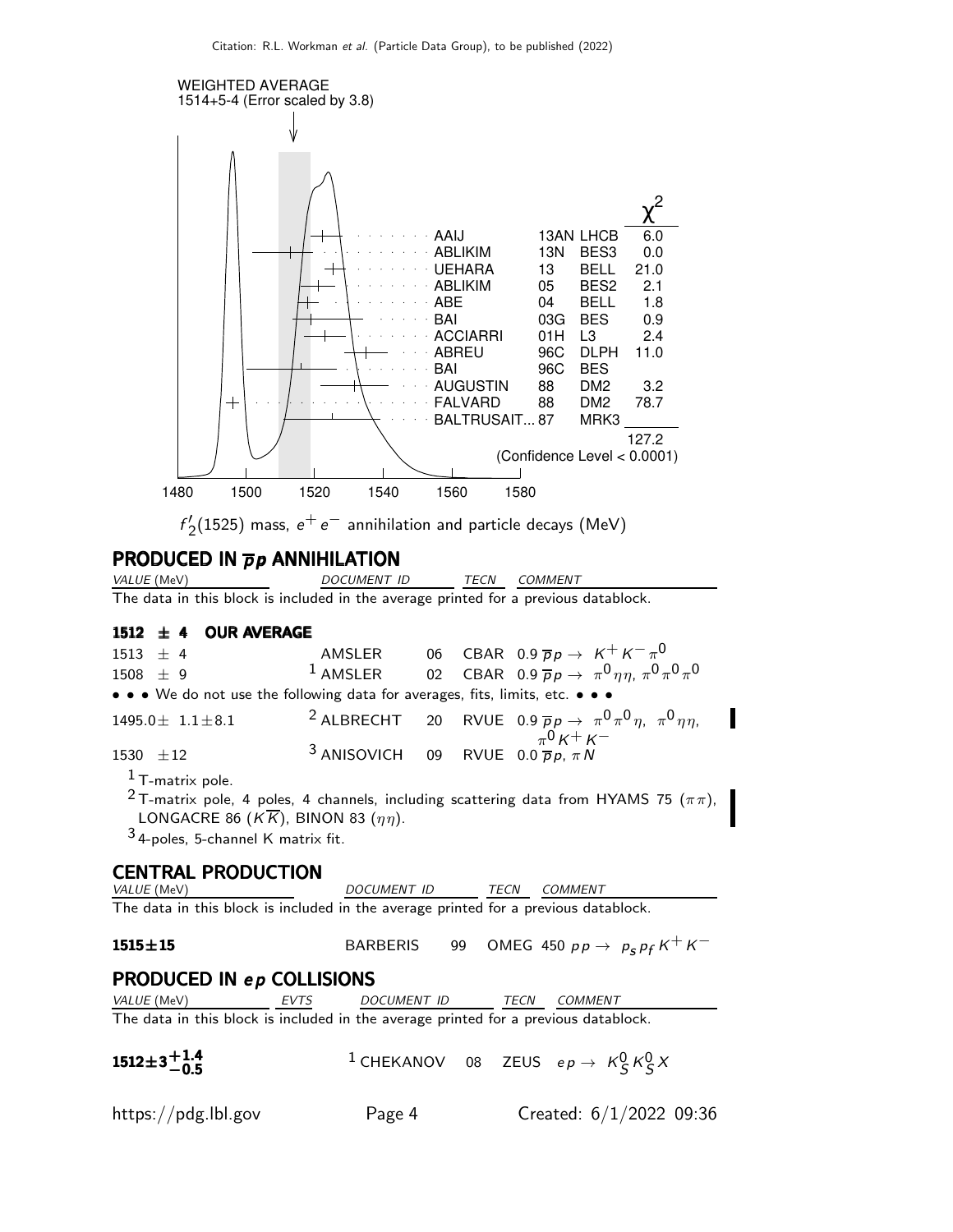WEIGHTED AVERAGE
1514+5-4 (Error scaled by 3.8)

| | | | $\chi^2$ |
|---|---|---|---|
| AAIJ | 13AN | LHCB | 6.0 |
| ABLIKIM | 13N | BES3 | 0.0 |
| UEHARA | 13 | BELL | 21.0 |
| ABLIKIM | 05 | BES2 | 2.1 |
| ABE | 04 | BELL | 1.8 |
| BAI | 03G | BES | 0.9 |
| ACCIARRI | 01H | L3 | 2.4 |
| ABREU | 96C | DLPH | 11.0 |
| BAI | 96C | BES | |
| AUGUSTIN | 88 | DM2 | 3.2 |
| FALVARD | 88 | DM2 | 78.7 |
| BALTRUSAIT... | 87 | MRK3 | |
| | | | 127.2 |

(Confidence Level < 0.0001)

1480 1500 1520 1540 1560 1580

$f'_2(1525)$ mass, $e^+e^-$ annihilation and particle decays (MeV)

## PRODUCED IN $\overline{p}p$ ANNIHILATION

| VALUE (MeV) | DOCUMENT ID | | TECN | COMMENT |
|---|---|---|---|---|

The data in this block is included in the average printed for a previous datablock.

| | | | | |
|---|---|---|---|---|
| **1512 ± 4 OUR AVERAGE** | | | | |
| 1513 ± 4 | AMSLER | 06 | CBAR | 0.9 $\overline{p}p \to K^+K^-\pi^0$ |
| 1508 ± 9 | [1] AMSLER | 02 | CBAR | 0.9 $\overline{p}p \to \pi^0\eta\eta$, $\pi^0\pi^0\pi^0$ |

• • • We do not use the following data for averages, fits, limits, etc. • • •

| | | | | |
|---|---|---|---|---|
| 1495.0± 1.1±8.1 | [2] ALBRECHT | 20 | RVUE | 0.9 $\overline{p}p \to \pi^0\pi^0\eta$, $\pi^0\eta\eta$, $\pi^0K^+K^-$ |
| 1530 ±12 | [3] ANISOVICH | 09 | RVUE | 0.0 $\overline{p}p$, $\pi N$ |

[1] T-matrix pole.

[2] T-matrix pole, 4 poles, 4 channels, including scattering data from HYAMS 75 ($\pi\pi$), LONGACRE 86 ($K\overline{K}$), BINON 83 ($\eta\eta$).

[3] 4-poles, 5-channel K matrix fit.

## CENTRAL PRODUCTION

| VALUE (MeV) | DOCUMENT ID | | TECN | COMMENT |
|---|---|---|---|---|

The data in this block is included in the average printed for a previous datablock.

| | | | | |
|---|---|---|---|---|
| **1515±15** | BARBERIS | 99 | OMEG | 450 $pp \to p_s p_f K^+K^-$ |

## PRODUCED IN $ep$ COLLISIONS

| VALUE (MeV) | EVTS | DOCUMENT ID | | TECN | COMMENT |
|---|---|---|---|---|---|

The data in this block is included in the average printed for a previous datablock.

| | | | | | |
|---|---|---|---|---|---|
| **$1512\pm3^{+1.4}_{-0.5}$** | | [1] CHEKANOV | 08 | ZEUS | $ep \to K^0_S K^0_S X$ |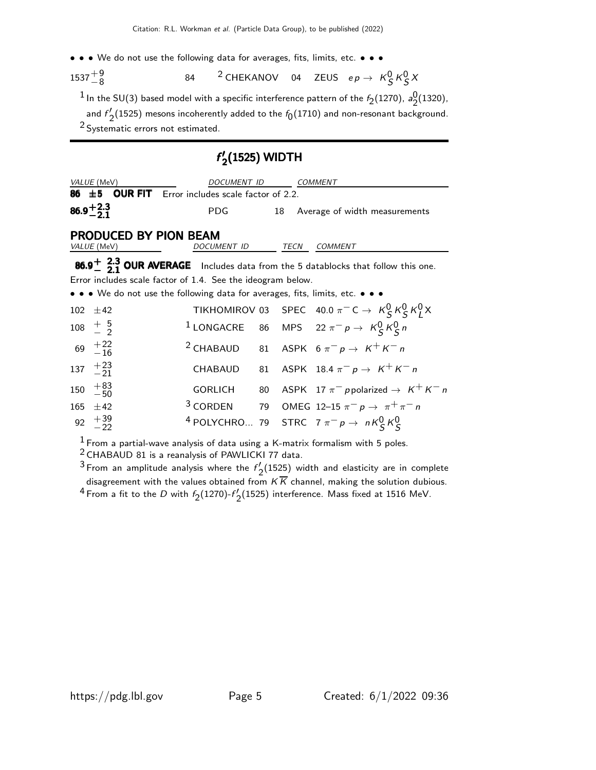• • • We do not use the following data for averages, fits, limits, etc. • • •

| | | | | |
|---|---|---|---|---|
| $1537^{+9}_{-8}$ | 84 | [2] CHEKANOV | 04 ZEUS | $e p \to K^0_S K^0_S X$ |

[1] In the SU(3) based model with a specific interference pattern of the $f_2(1270)$, $a^0_2(1320)$, and $f'_2(1525)$ mesons incoherently added to the $f_0(1710)$ and non-resonant background.

[2] Systematic errors not estimated.

## $f'_2(1525)$ WIDTH

| *VALUE* (MeV) | *DOCUMENT ID* | | *COMMENT* |
|---|---|---|---|
| **86 ±5 OUR FIT** Error includes scale factor of 2.2. | | | |
| $\mathbf{86.9^{+2.3}_{-2.1}}$ | PDG | 18 | Average of width measurements |

### PRODUCED BY PION BEAM

| *VALUE* (MeV) | *DOCUMENT ID* | | *TECN* | *COMMENT* |
|---|---|---|---|---|
| $\mathbf{86.9^{+2.3}_{-2.1}}$ **OUR AVERAGE** Includes data from the 5 datablocks that follow this one. Error includes scale factor of 1.4. See the ideogram below. | | | | |
| • • • We do not use the following data for averages, fits, limits, etc. • • • | | | | |
| 102 ±42 | TIKHOMIROV | 03 | SPEC | 40.0 $\pi^- \mathrm{C} \to K^0_S K^0_S K^0_L X$ |
| $108^{+5}_{-2}$ | [1] LONGACRE | 86 | MPS | 22 $\pi^- p \to K^0_S K^0_S n$ |
| $69^{+22}_{-16}$ | [2] CHABAUD | 81 | ASPK | 6 $\pi^- p \to K^+ K^- n$ |
| $137^{+23}_{-21}$ | CHABAUD | 81 | ASPK | 18.4 $\pi^- p \to K^+ K^- n$ |
| $150^{+83}_{-50}$ | GORLICH | 80 | ASPK | 17 $\pi^- p$ polarized $\to K^+ K^- n$ |
| 165 ±42 | [3] CORDEN | 79 | OMEG | 12–15 $\pi^- p \to \pi^+ \pi^- n$ |
| $92^{+39}_{-22}$ | [4] POLYCHRO... | 79 | STRC | 7 $\pi^- p \to n K^0_S K^0_S$ |

[1] From a partial-wave analysis of data using a K-matrix formalism with 5 poles.

[2] CHABAUD 81 is a reanalysis of PAWLICKI 77 data.

[3] From an amplitude analysis where the $f'_2(1525)$ width and elasticity are in complete disagreement with the values obtained from $K\overline{K}$ channel, making the solution dubious.

[4] From a fit to the $D$ with $f_2(1270)$-$f'_2(1525)$ interference. Mass fixed at 1516 MeV.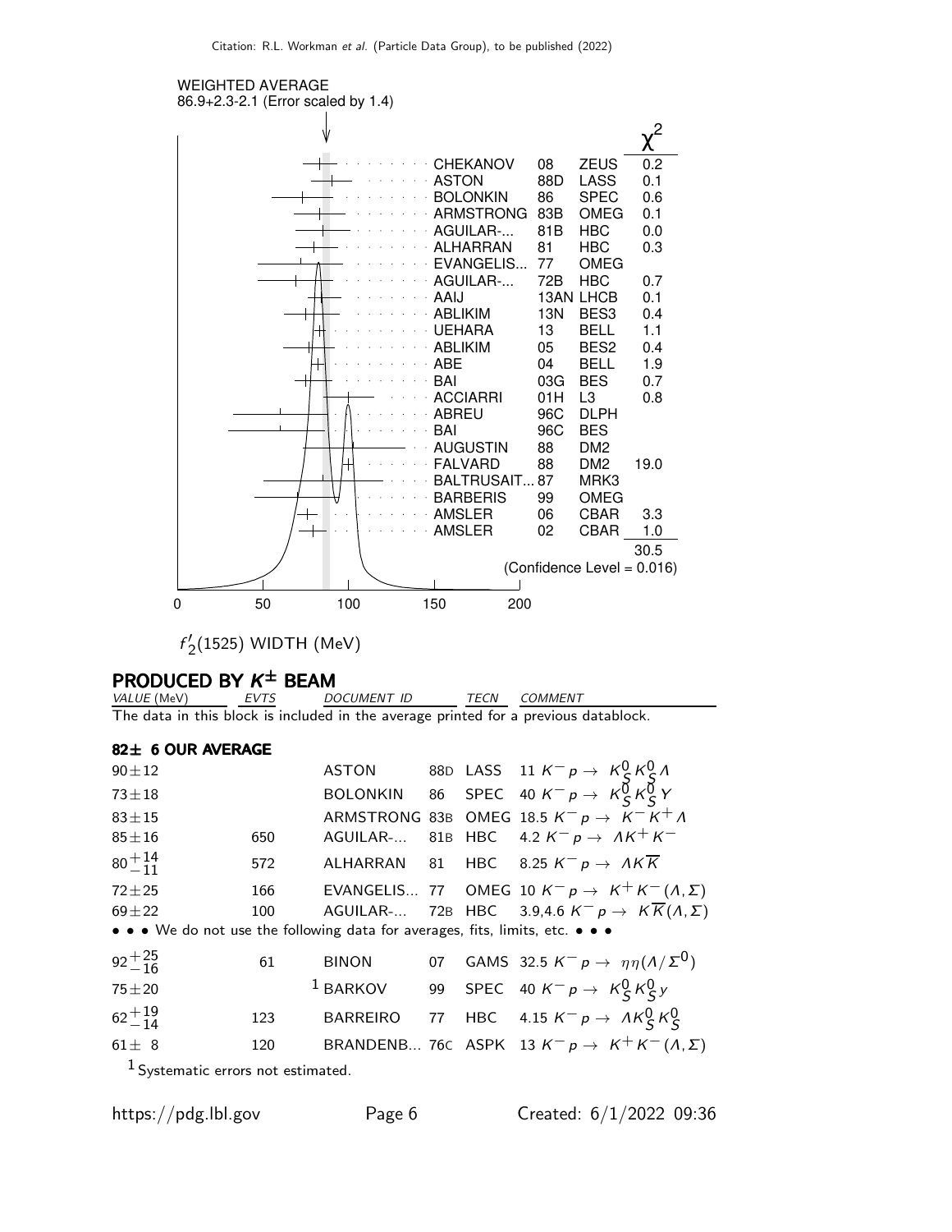WEIGHTED AVERAGE
86.9+2.3-2.1 (Error scaled by 1.4)

| | | | $\chi^2$ |
|---|---|---|---|
| CHEKANOV | 08 | ZEUS | 0.2 |
| ASTON | 88D | LASS | 0.1 |
| BOLONKIN | 86 | SPEC | 0.6 |
| ARMSTRONG | 83B | OMEG | 0.1 |
| AGUILAR-... | 81B | HBC | 0.0 |
| ALHARRAN | 81 | HBC | 0.3 |
| EVANGELIS... | 77 | OMEG | |
| AGUILAR-... | 72B | HBC | 0.7 |
| AAIJ | 13AN | LHCB | 0.1 |
| ABLIKIM | 13N | BES3 | 0.4 |
| UEHARA | 13 | BELL | 1.1 |
| ABLIKIM | 05 | BES2 | 0.4 |
| ABE | 04 | BELL | 1.9 |
| BAI | 03G | BES | 0.7 |
| ACCIARRI | 01H | L3 | 0.8 |
| ABREU | 96C | DLPH | |
| BAI | 96C | BES | |
| AUGUSTIN | 88 | DM2 | |
| FALVARD | 88 | DM2 | 19.0 |
| BALTRUSAIT... | 87 | MRK3 | |
| BARBERIS | 99 | OMEG | |
| AMSLER | 06 | CBAR | 3.3 |
| AMSLER | 02 | CBAR | 1.0 |
| | | | 30.5 |

(Confidence Level = 0.016)

$f_2'(1525)$ WIDTH (MeV)

## PRODUCED BY $K^{\pm}$ BEAM

| VALUE (MeV) | EVTS | DOCUMENT ID | | TECN | COMMENT |
|---|---|---|---|---|---|
| The data in this block is included in the average printed for a previous datablock. | | | | | |
| **82± 6 OUR AVERAGE** | | | | | |
| $90 \pm 12$ | | ASTON | 88D | LASS | $11\ K^- p \rightarrow K_S^0 K_S^0 \Lambda$ |
| $73 \pm 18$ | | BOLONKIN | 86 | SPEC | $40\ K^- p \rightarrow K_S^0 K_S^0 Y$ |
| $83 \pm 15$ | | ARMSTRONG | 83B | OMEG | $18.5\ K^- p \rightarrow K^- K^+ \Lambda$ |
| $85 \pm 16$ | 650 | AGUILAR-... | 81B | HBC | $4.2\ K^- p \rightarrow \Lambda K^+ K^-$ |
| $80^{+14}_{-11}$ | 572 | ALHARRAN | 81 | HBC | $8.25\ K^- p \rightarrow \Lambda K \overline{K}$ |
| $72 \pm 25$ | 166 | EVANGELIS... | 77 | OMEG | $10\ K^- p \rightarrow K^+ K^- (\Lambda, \Sigma)$ |
| $69 \pm 22$ | 100 | AGUILAR-... | 72B | HBC | $3.9,4.6\ K^- p \rightarrow K \overline{K} (\Lambda, \Sigma)$ |
| • • • We do not use the following data for averages, fits, limits, etc. • • • | | | | | |
| $92^{+25}_{-16}$ | 61 | BINON | 07 | GAMS | $32.5\ K^- p \rightarrow \eta\eta(\Lambda/\Sigma^0)$ |
| $75 \pm 20$ | | BARKOV [1] | 99 | SPEC | $40\ K^- p \rightarrow K_S^0 K_S^0 y$ |
| $62^{+19}_{-14}$ | 123 | BARREIRO | 77 | HBC | $4.15\ K^- p \rightarrow \Lambda K_S^0 K_S^0$ |
| $61 \pm 8$ | 120 | BRANDENB... | 76C | ASPK | $13\ K^- p \rightarrow K^+ K^- (\Lambda, \Sigma)$ |

[1] Systematic errors not estimated.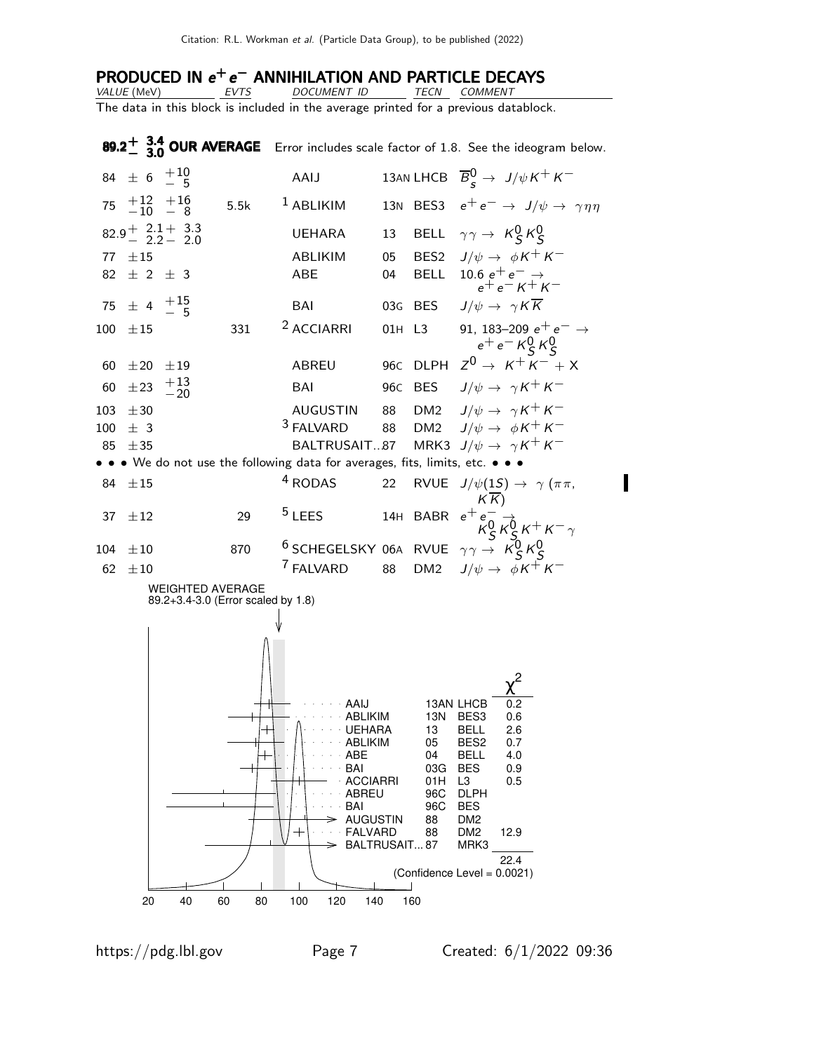### PRODUCED IN $e^+e^-$ ANNIHILATION AND PARTICLE DECAYS

| VALUE (MeV) | EVTS | DOCUMENT ID | | TECN | COMMENT |
|---|---|---|---|---|---|

The data in this block is included in the average printed for a previous datablock.

| VALUE (MeV) | EVTS | DOCUMENT ID | | TECN | COMMENT |
|---|---|---|---|---|---|
| **$89.2^{+3.4}_{-3.0}$ OUR AVERAGE** | | Error includes scale factor of 1.8. See the ideogram below. | | | |
| $84 \pm 6 \; ^{+10}_{-5}$ | | AAIJ | 13AN | LHCB | $\overline{B}{}^0_s \to J/\psi K^+ K^-$ |
| $75 \; ^{+12}_{-10} \; ^{+16}_{-8}$ | 5.5k | [1] ABLIKIM | 13N | BES3 | $e^+e^- \to J/\psi \to \gamma\eta\eta$ |
| $82.9^{+2.1}_{-2.2}{}^{+3.3}_{-2.0}$ | | UEHARA | 13 | BELL | $\gamma\gamma \to K^0_S K^0_S$ |
| $77 \pm 15$ | | ABLIKIM | 05 | BES2 | $J/\psi \to \phi K^+ K^-$ |
| $82 \pm 2 \pm 3$ | | ABE | 04 | BELL | $10.6 \; e^+e^- \to e^+e^- K^+ K^-$ |
| $75 \pm 4 \; ^{+15}_{-5}$ | | BAI | 03G | BES | $J/\psi \to \gamma K \overline{K}$ |
| $100 \pm 15$ | 331 | [2] ACCIARRI | 01H | L3 | 91, 183–209 $e^+e^- \to e^+e^- K^0_S K^0_S$ |
| $60 \pm 20 \pm 19$ | | ABREU | 96C | DLPH | $Z^0 \to K^+ K^- + X$ |
| $60 \pm 23 \; ^{+13}_{-20}$ | | BAI | 96C | BES | $J/\psi \to \gamma K^+ K^-$ |
| $103 \pm 30$ | | AUGUSTIN | 88 | DM2 | $J/\psi \to \gamma K^+ K^-$ |
| $100 \pm 3$ | | [3] FALVARD | 88 | DM2 | $J/\psi \to \phi K^+ K^-$ |
| $85 \pm 35$ | | BALTRUSAIT...87 | | MRK3 | $J/\psi \to \gamma K^+ K^-$ |
| • • • We do not use the following data for averages, fits, limits, etc. • • • | | | | | |
| $84 \pm 15$ | | [4] RODAS | 22 | RVUE | $J/\psi(1S) \to \gamma (\pi\pi, K\overline{K})$ |
| $37 \pm 12$ | 29 | [5] LEES | 14H | BABR | $e^+e^- \to K^0_S K^0_S K^+ K^- \gamma$ |
| $104 \pm 10$ | 870 | [6] SCHEGELSKY | 06A | RVUE | $\gamma\gamma \to K^0_S K^0_S$ |
| $62 \pm 10$ | | [7] FALVARD | 88 | DM2 | $J/\psi \to \phi K^+ K^-$ |

WEIGHTED AVERAGE
89.2+3.4-3.0 (Error scaled by 1.8)

| | | | $\chi^2$ |
|---|---|---|---|
| AAIJ | 13AN | LHCB | 0.2 |
| ABLIKIM | 13N | BES3 | 0.6 |
| UEHARA | 13 | BELL | 2.6 |
| ABLIKIM | 05 | BES2 | 0.7 |
| ABE | 04 | BELL | 4.0 |
| BAI | 03G | BES | 0.9 |
| ACCIARRI | 01H | L3 | 0.5 |
| ABREU | 96C | DLPH | |
| BAI | 96C | BES | |
| AUGUSTIN | 88 | DM2 | |
| FALVARD | 88 | DM2 | 12.9 |
| BALTRUSAIT... | 87 | MRK3 | |
| | | | 22.4 |

(Confidence Level = 0.0021)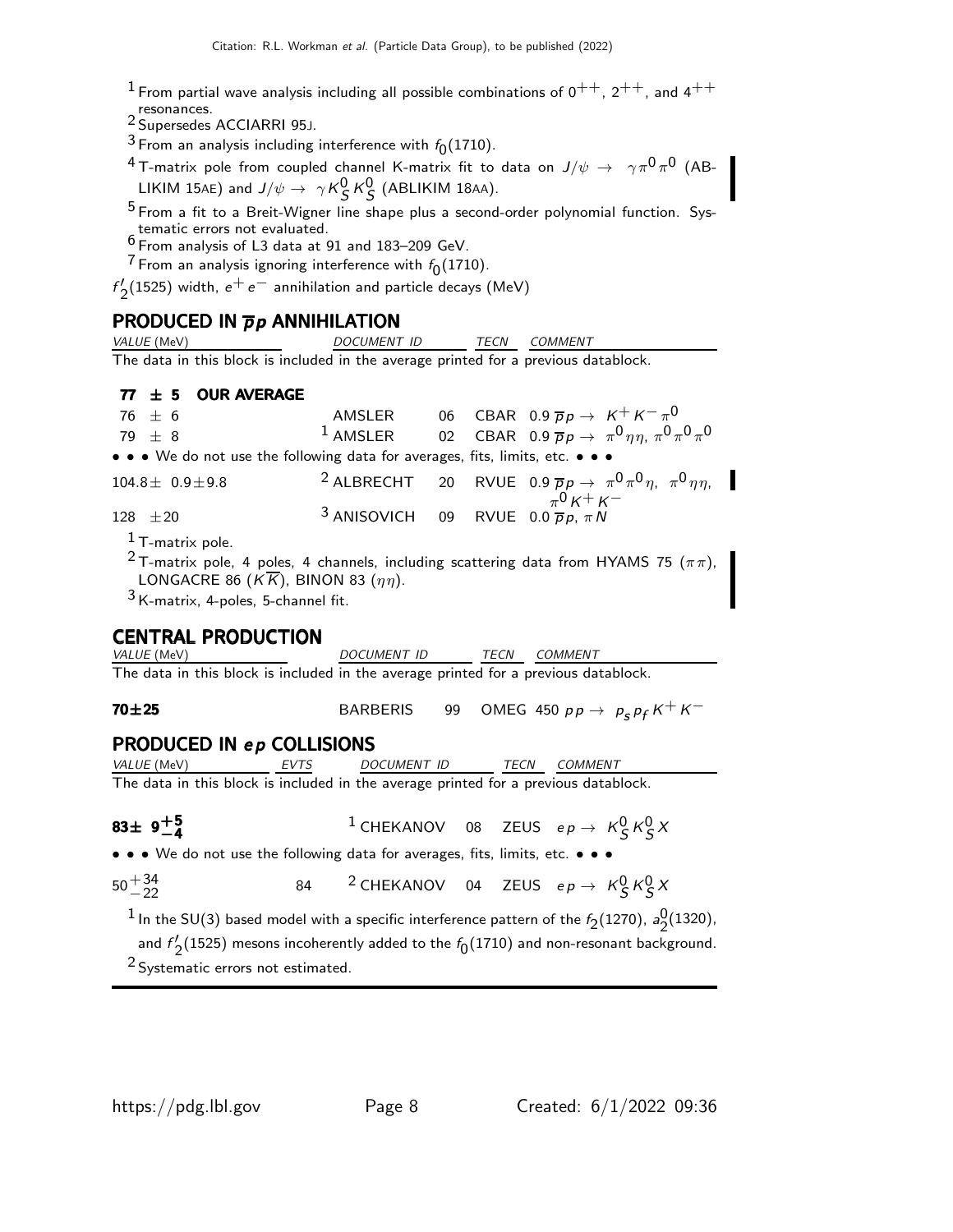[1] From partial wave analysis including all possible combinations of $0^{++}$, $2^{++}$, and $4^{++}$ resonances.
[2] Supersedes ACCIARRI 95J.
[3] From an analysis including interference with $f_0(1710)$.
[4] T-matrix pole from coupled channel K-matrix fit to data on $J/\psi \rightarrow \gamma\pi^0\pi^0$ (ABLIKIM 15AE) and $J/\psi \rightarrow \gamma K^0_S K^0_S$ (ABLIKIM 18AA).
[5] From a fit to a Breit-Wigner line shape plus a second-order polynomial function. Systematic errors not evaluated.
[6] From analysis of L3 data at 91 and 183–209 GeV.
[7] From an analysis ignoring interference with $f_0(1710)$.

$f_2'(1525)$ width, $e^+e^-$ annihilation and particle decays (MeV)

## PRODUCED IN $\overline{p}p$ ANNIHILATION

| VALUE (MeV) | DOCUMENT ID | | TECN | COMMENT |
|---|---|---|---|---|
| The data in this block is included in the average printed for a previous datablock. | | | | |
| **77 ± 5 OUR AVERAGE** | | | | |
| 76 ± 6 | AMSLER | 06 | CBAR | 0.9 $\overline{p}p \rightarrow K^+K^-\pi^0$ |
| 79 ± 8 | [1] AMSLER | 02 | CBAR | 0.9 $\overline{p}p \rightarrow \pi^0\eta\eta$, $\pi^0\pi^0\pi^0$ |
| • • • We do not use the following data for averages, fits, limits, etc. • • • | | | | |
| 104.8 ± 0.9 ± 9.8 | [2] ALBRECHT | 20 | RVUE | 0.9 $\overline{p}p \rightarrow \pi^0\pi^0\eta$, $\pi^0\eta\eta$, $\pi^0K^+K^-$ |
| 128 ± 20 | [3] ANISOVICH | 09 | RVUE | 0.0 $\overline{p}p$, $\pi N$ |

[1] T-matrix pole.
[2] T-matrix pole, 4 poles, 4 channels, including scattering data from HYAMS 75 ($\pi\pi$), LONGACRE 86 ($K\overline{K}$), BINON 83 ($\eta\eta$).
[3] K-matrix, 4-poles, 5-channel fit.

## CENTRAL PRODUCTION

| VALUE (MeV) | DOCUMENT ID | | TECN | COMMENT |
|---|---|---|---|---|
| The data in this block is included in the average printed for a previous datablock. | | | | |
| **70±25** | BARBERIS | 99 | OMEG | 450 $pp \rightarrow p_s p_f K^+K^-$ |

## PRODUCED IN $ep$ COLLISIONS

| VALUE (MeV) | EVTS | DOCUMENT ID | | TECN | COMMENT |
|---|---|---|---|---|---|
| The data in this block is included in the average printed for a previous datablock. | | | | | |
| **83± $9^{+5}_{-4}$** | | [1] CHEKANOV | 08 | ZEUS | $ep \rightarrow K^0_S K^0_S X$ |
| • • • We do not use the following data for averages, fits, limits, etc. • • • | | | | | |
| $50^{+34}_{-22}$ | 84 | [2] CHEKANOV | 04 | ZEUS | $ep \rightarrow K^0_S K^0_S X$ |

[1] In the SU(3) based model with a specific interference pattern of the $f_2(1270)$, $a_2^0(1320)$, and $f_2'(1525)$ mesons incoherently added to the $f_0(1710)$ and non-resonant background.
[2] Systematic errors not estimated.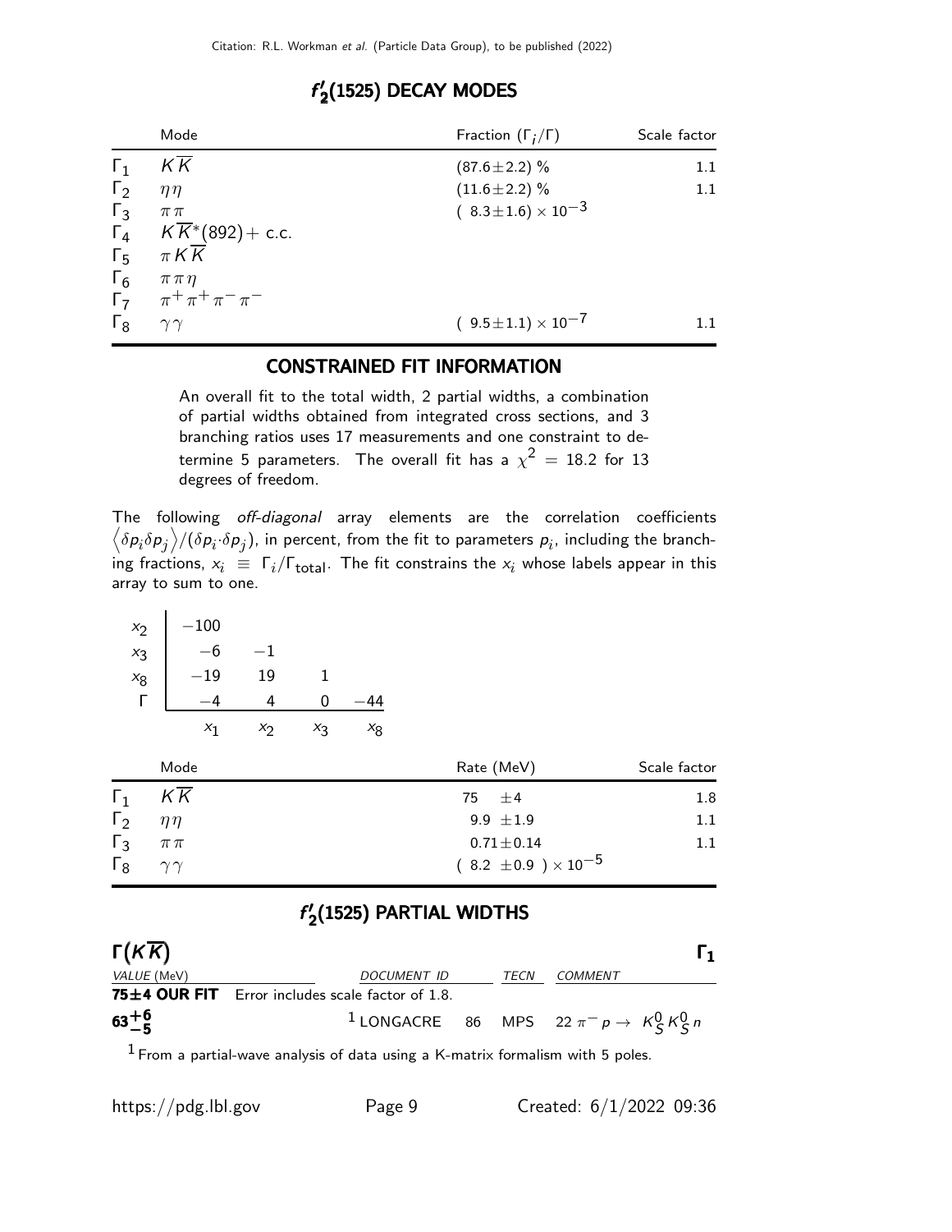## $f_2'(1525)$ DECAY MODES

| | Mode | Fraction $(\Gamma_i/\Gamma)$ | Scale factor |
|---|---|---|---|
| $\Gamma_1$ | $K\overline{K}$ | $(87.6\pm2.2)$ % | 1.1 |
| $\Gamma_2$ | $\eta\eta$ | $(11.6\pm2.2)$ % | 1.1 |
| $\Gamma_3$ | $\pi\pi$ | $(8.3\pm1.6)\times10^{-3}$ | |
| $\Gamma_4$ | $K\overline{K}^*(892)+$ c.c. | | |
| $\Gamma_5$ | $\pi K\overline{K}$ | | |
| $\Gamma_6$ | $\pi\pi\eta$ | | |
| $\Gamma_7$ | $\pi^+\pi^+\pi^-\pi^-$ | | |
| $\Gamma_8$ | $\gamma\gamma$ | $(9.5\pm1.1)\times10^{-7}$ | 1.1 |

### CONSTRAINED FIT INFORMATION

An overall fit to the total width, 2 partial widths, a combination of partial widths obtained from integrated cross sections, and 3 branching ratios uses 17 measurements and one constraint to determine 5 parameters. The overall fit has a $\chi^2 = 18.2$ for 13 degrees of freedom.

The following *off-diagonal* array elements are the correlation coefficients $\left\langle\delta p_i\delta p_j\right\rangle/(\delta p_i\cdot\delta p_j)$, in percent, from the fit to parameters $p_i$, including the branching fractions, $x_i \equiv \Gamma_i/\Gamma_{\text{total}}$. The fit constrains the $x_i$ whose labels appear in this array to sum to one.

| | | | | |
|---|---|---|---|---|
| $x_2$ | −100 | | | |
| $x_3$ | −6 | −1 | | |
| $x_8$ | −19 | 19 | 1 | |
| $\Gamma$ | −4 | 4 | 0 | −44 |
| | $x_1$ | $x_2$ | $x_3$ | $x_8$ |

| | Mode | Rate (MeV) | Scale factor |
|---|---|---|---|
| $\Gamma_1$ | $K\overline{K}$ | $75\ \pm4$ | 1.8 |
| $\Gamma_2$ | $\eta\eta$ | $9.9\ \pm1.9$ | 1.1 |
| $\Gamma_3$ | $\pi\pi$ | $0.71\pm0.14$ | 1.1 |
| $\Gamma_8$ | $\gamma\gamma$ | $(8.2\ \pm0.9\ )\times10^{-5}$ | |

## $f_2'(1525)$ PARTIAL WIDTHS

### $\Gamma(K\overline{K})$ — $\Gamma_1$

| VALUE (MeV) | DOCUMENT ID | | TECN | COMMENT |
|---|---|---|---|---|
| **75±4 OUR FIT** Error includes scale factor of 1.8. | | | | |
| **$63^{+6}_{-5}$** | [1] LONGACRE | 86 | MPS | $22\ \pi^-p\to K^0_SK^0_Sn$ |

[1] From a partial-wave analysis of data using a K-matrix formalism with 5 poles.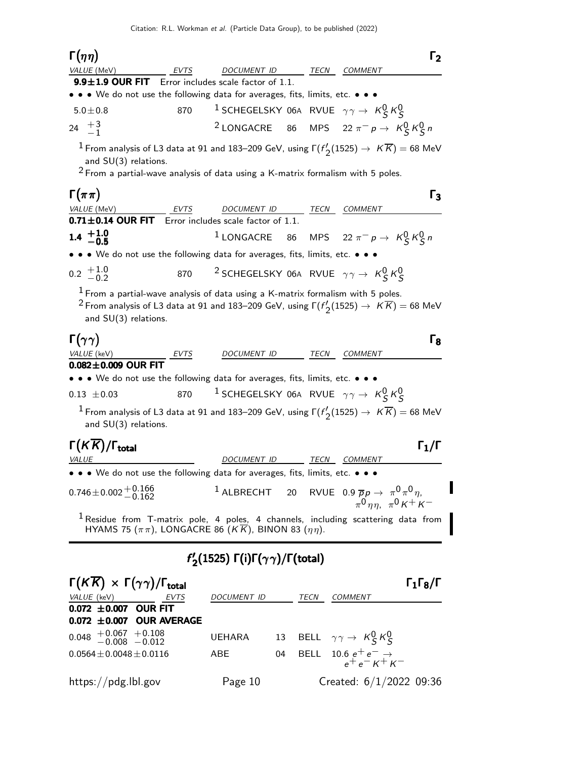### $\Gamma(\eta\eta)$ $\Gamma_2$

| VALUE (MeV) | EVTS | DOCUMENT ID | | TECN | COMMENT |
|---|---|---|---|---|---|
| **9.9±1.9 OUR FIT** | Error includes scale factor of 1.1. | | | | |
| • • • We do not use the following data for averages, fits, limits, etc. • • • | | | | | |
| $5.0 \pm 0.8$ | 870 | [1] SCHEGELSKY | 06A | RVUE | $\gamma\gamma \to K^0_S K^0_S$ |
| $24\ ^{+3}_{-1}$ | | [2] LONGACRE | 86 | MPS | $22\ \pi^- p \to K^0_S K^0_S n$ |

[1] From analysis of L3 data at 91 and 183–209 GeV, using $\Gamma(f'_2(1525) \to K\overline{K}) = 68$ MeV and SU(3) relations.

[2] From a partial-wave analysis of data using a K-matrix formalism with 5 poles.

### $\Gamma(\pi\pi)$ $\Gamma_3$

| VALUE (MeV) | EVTS | DOCUMENT ID | | TECN | COMMENT |
|---|---|---|---|---|---|
| **0.71±0.14 OUR FIT** | Error includes scale factor of 1.1. | | | | |
| $\mathbf{1.4\ ^{+1.0}_{-0.5}}$ | | [1] LONGACRE | 86 | MPS | $22\ \pi^- p \to K^0_S K^0_S n$ |
| • • • We do not use the following data for averages, fits, limits, etc. • • • | | | | | |
| $0.2\ ^{+1.0}_{-0.2}$ | 870 | [2] SCHEGELSKY | 06A | RVUE | $\gamma\gamma \to K^0_S K^0_S$ |

[1] From a partial-wave analysis of data using a K-matrix formalism with 5 poles.

[2] From analysis of L3 data at 91 and 183–209 GeV, using $\Gamma(f'_2(1525) \to K\overline{K}) = 68$ MeV and SU(3) relations.

### $\Gamma(\gamma\gamma)$ $\Gamma_8$

| VALUE (keV) | EVTS | DOCUMENT ID | | TECN | COMMENT |
|---|---|---|---|---|---|
| **0.082±0.009 OUR FIT** | | | | | |
| • • • We do not use the following data for averages, fits, limits, etc. • • • | | | | | |
| $0.13 \pm 0.03$ | 870 | [1] SCHEGELSKY | 06A | RVUE | $\gamma\gamma \to K^0_S K^0_S$ |

[1] From analysis of L3 data at 91 and 183–209 GeV, using $\Gamma(f'_2(1525) \to K\overline{K}) = 68$ MeV and SU(3) relations.

### $\Gamma(K\overline{K})/\Gamma_{\text{total}}$ $\Gamma_1/\Gamma$

| VALUE | DOCUMENT ID | | TECN | COMMENT |
|---|---|---|---|---|
| • • • We do not use the following data for averages, fits, limits, etc. • • • | | | | |
| $0.746 \pm 0.002\ ^{+0.166}_{-0.162}$ | [1] ALBRECHT | 20 | RVUE | $0.9\ \overline{p}p \to \pi^0\pi^0\eta,\ \pi^0\eta\eta,\ \pi^0 K^+K^-$ |

[1] Residue from T-matrix pole, 4 poles, 4 channels, including scattering data from HYAMS 75 ($\pi\pi$), LONGACRE 86 ($K\overline{K}$), BINON 83 ($\eta\eta$).

## $f'_2(1525)$ $\Gamma(i)\Gamma(\gamma\gamma)/\Gamma(\text{total})$

### $\Gamma(K\overline{K}) \times \Gamma(\gamma\gamma)/\Gamma_{\text{total}}$ $\Gamma_1\Gamma_8/\Gamma$

| VALUE (keV) | EVTS | DOCUMENT ID | | TECN | COMMENT |
|---|---|---|---|---|---|
| **0.072 ±0.007 OUR FIT** | | | | | |
| **0.072 ±0.007 OUR AVERAGE** | | | | | |
| $0.048\ ^{+0.067}_{-0.008}\ ^{+0.108}_{-0.012}$ | | UEHARA | 13 | BELL | $\gamma\gamma \to K^0_S K^0_S$ |
| $0.0564 \pm 0.0048 \pm 0.0116$ | | ABE | 04 | BELL | $10.6\ e^+e^- \to e^+e^- K^+K^-$ |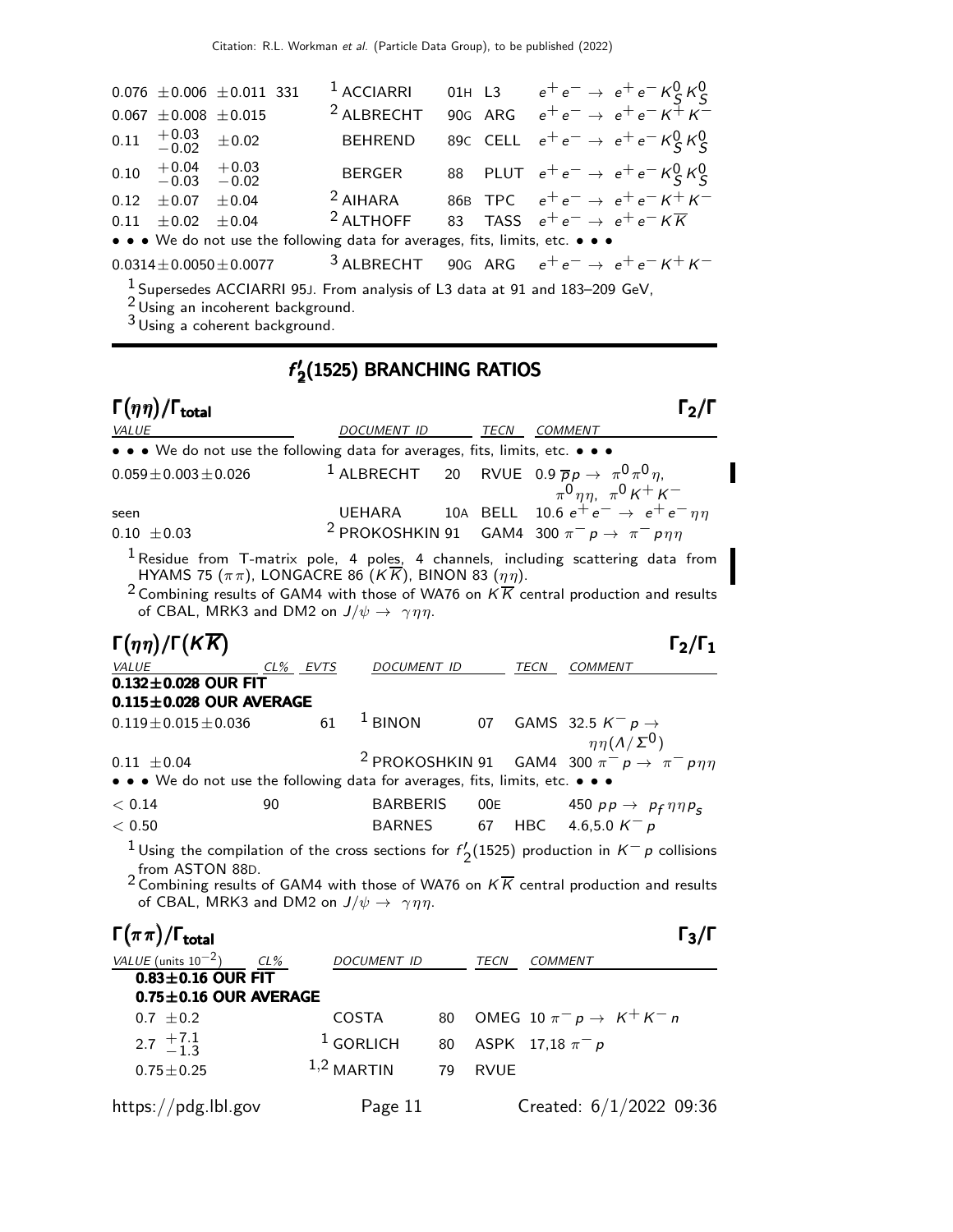| | | | | | |
|---|---|---|---|---|---|
| $0.076 \pm0.006 \pm0.011$ | 331 | ACCIARRI [1] | 01H | L3 | $e^+e^- \to e^+e^- K^0_S K^0_S$ |
| $0.067 \pm0.008 \pm0.015$ | | ALBRECHT [2] | 90G | ARG | $e^+e^- \to e^+e^- K^+ K^-$ |
| $0.11\ ^{+0.03}_{-0.02} \pm0.02$ | | BEHREND | 89C | CELL | $e^+e^- \to e^+e^- K^0_S K^0_S$ |
| $0.10\ ^{+0.04}_{-0.03}\ ^{+0.03}_{-0.02}$ | | BERGER | 88 | PLUT | $e^+e^- \to e^+e^- K^0_S K^0_S$ |
| $0.12 \pm0.07 \pm0.04$ | | AIHARA [2] | 86B | TPC | $e^+e^- \to e^+e^- K^+ K^-$ |
| $0.11 \pm0.02 \pm0.04$ | | ALTHOFF [2] | 83 | TASS | $e^+e^- \to e^+e^- K\overline{K}$ |

• • • We do not use the following data for averages, fits, limits, etc. • • •

| | | | | | |
|---|---|---|---|---|---|
| $0.0314\pm0.0050\pm0.0077$ | | ALBRECHT [3] | 90G | ARG | $e^+e^- \to e^+e^- K^+ K^-$ |

[1] Supersedes ACCIARRI 95J. From analysis of L3 data at 91 and 183–209 GeV,
[2] Using an incoherent background.
[3] Using a coherent background.

## $f_2'(1525)$ BRANCHING RATIOS

### $\Gamma(\eta\eta)/\Gamma_{\text{total}}$ — $\Gamma_2/\Gamma$

| VALUE | DOCUMENT ID | | TECN | COMMENT |
|---|---|---|---|---|
| • • • We do not use the following data for averages, fits, limits, etc. • • • | | | | |
| $0.059\pm0.003\pm0.026$ | ALBRECHT [1] | 20 | RVUE | $0.9\ \overline{p}p \to \pi^0\pi^0\eta,\ \pi^0\eta\eta,\ \pi^0 K^+K^-$ |
| seen | UEHARA | 10A | BELL | $10.6\ e^+e^- \to e^+e^-\eta\eta$ |
| $0.10 \pm0.03$ | PROKOSHKIN [2] | 91 | GAM4 | $300\ \pi^- p \to \pi^- p\eta\eta$ |

[1] Residue from T-matrix pole, 4 poles, 4 channels, including scattering data from HYAMS 75 ($\pi\pi$), LONGACRE 86 ($K\overline{K}$), BINON 83 ($\eta\eta$).
[2] Combining results of GAM4 with those of WA76 on $K\overline{K}$ central production and results of CBAL, MRK3 and DM2 on $J/\psi \to \gamma\eta\eta$.

### $\Gamma(\eta\eta)/\Gamma(K\overline{K})$ — $\Gamma_2/\Gamma_1$

| VALUE | CL% | EVTS | DOCUMENT ID | | TECN | COMMENT |
|---|---|---|---|---|---|---|
| **0.132±0.028 OUR FIT** | | | | | | |
| **0.115±0.028 OUR AVERAGE** | | | | | | |
| $0.119\pm0.015\pm0.036$ | | 61 | BINON [1] | 07 | GAMS | $32.5\ K^- p \to \eta\eta(\Lambda/\Sigma^0)$ |
| $0.11 \pm0.04$ | | | PROKOSHKIN [2] | 91 | GAM4 | $300\ \pi^- p \to \pi^- p\eta\eta$ |
| • • • We do not use the following data for averages, fits, limits, etc. • • • | | | | | | |
| $<0.14$ | 90 | | BARBERIS | 00E | | $450\ pp \to p_f\eta\eta p_s$ |
| $<0.50$ | | | BARNES | 67 | HBC | $4.6,5.0\ K^- p$ |

[1] Using the compilation of the cross sections for $f_2'(1525)$ production in $K^- p$ collisions from ASTON 88D.
[2] Combining results of GAM4 with those of WA76 on $K\overline{K}$ central production and results of CBAL, MRK3 and DM2 on $J/\psi \to \gamma\eta\eta$.

### $\Gamma(\pi\pi)/\Gamma_{\text{total}}$ — $\Gamma_3/\Gamma$

| VALUE (units $10^{-2}$) | CL% | DOCUMENT ID | | TECN | COMMENT |
|---|---|---|---|---|---|
| **0.83±0.16 OUR FIT** | | | | | |
| **0.75±0.16 OUR AVERAGE** | | | | | |
| $0.7 \pm0.2$ | | COSTA | 80 | OMEG | $10\ \pi^- p \to K^+K^- n$ |
| $2.7\ ^{+7.1}_{-1.3}$ | | GORLICH [1] | 80 | ASPK | $17,18\ \pi^- p$ |
| $0.75\pm0.25$ | | MARTIN [1,2] | 79 | RVUE | |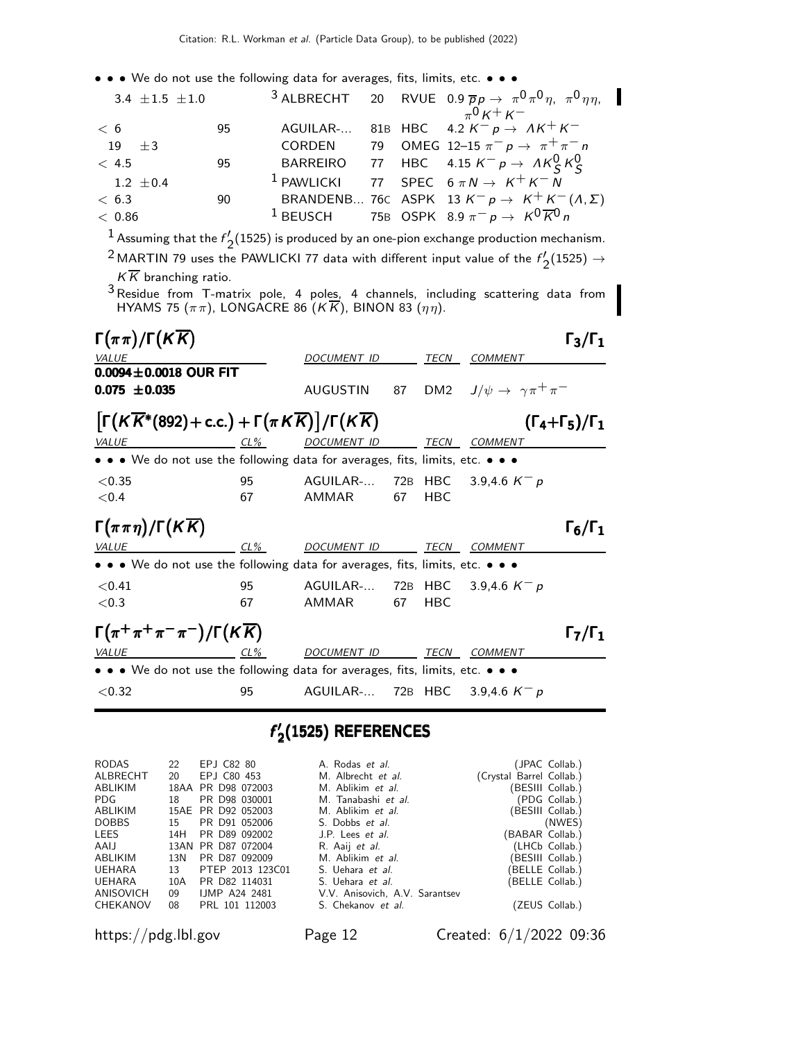• • • We do not use the following data for averages, fits, limits, etc. • • •

| VALUE | CL% | DOCUMENT ID | | TECN | COMMENT |
|---|---|---|---|---|---|
| 3.4 ±1.5 ±1.0 | | [3] ALBRECHT | 20 | RVUE | 0.9 $\overline{p}p \to \pi^0\pi^0\eta$, $\pi^0\eta\eta$, $\pi^0 K^+ K^-$ |
| < 6 | 95 | AGUILAR-... | 81B | HBC | 4.2 $K^- p \to \Lambda K^+ K^-$ |
| 19 ±3 | | CORDEN | 79 | OMEG | 12–15 $\pi^- p \to \pi^+\pi^- n$ |
| < 4.5 | 95 | BARREIRO | 77 | HBC | 4.15 $K^- p \to \Lambda K^0_S K^0_S$ |
| 1.2 ±0.4 | | [1] PAWLICKI | 77 | SPEC | 6 $\pi N \to K^+ K^- N$ |
| < 6.3 | 90 | BRANDENB... | 76C | ASPK | 13 $K^- p \to K^+ K^- (\Lambda, \Sigma)$ |
| < 0.86 | | [1] BEUSCH | 75B | OSPK | 8.9 $\pi^- p \to K^0 \overline{K}^0 n$ |

[1] Assuming that the $f_2'(1525)$ is produced by an one-pion exchange production mechanism.

[2] MARTIN 79 uses the PAWLICKI 77 data with different input value of the $f_2'(1525) \to K\overline{K}$ branching ratio.

[3] Residue from T-matrix pole, 4 poles, 4 channels, including scattering data from HYAMS 75 ($\pi\pi$), LONGACRE 86 ($K\overline{K}$), BINON 83 ($\eta\eta$).

### $\Gamma(\pi\pi)/\Gamma(K\overline{K})$ — $\Gamma_3/\Gamma_1$

| VALUE | DOCUMENT ID | | TECN | COMMENT |
|---|---|---|---|---|
| **0.0094±0.0018 OUR FIT** | | | | |
| **0.075 ±0.035** | AUGUSTIN | 87 | DM2 | $J/\psi \to \gamma\pi^+\pi^-$ |

### $[\Gamma(K\overline{K}^*(892)+\text{c.c.}) + \Gamma(\pi K\overline{K})]/\Gamma(K\overline{K})$ — $(\Gamma_4+\Gamma_5)/\Gamma_1$

| VALUE | CL% | DOCUMENT ID | | TECN | COMMENT |
|---|---|---|---|---|---|
| • • • We do not use the following data for averages, fits, limits, etc. • • • | | | | | |
| <0.35 | 95 | AGUILAR-... | 72B | HBC | 3.9,4.6 $K^- p$ |
| <0.4 | 67 | AMMAR | 67 | HBC | |

### $\Gamma(\pi\pi\eta)/\Gamma(K\overline{K})$ — $\Gamma_6/\Gamma_1$

| VALUE | CL% | DOCUMENT ID | | TECN | COMMENT |
|---|---|---|---|---|---|
| • • • We do not use the following data for averages, fits, limits, etc. • • • | | | | | |
| <0.41 | 95 | AGUILAR-... | 72B | HBC | 3.9,4.6 $K^- p$ |
| <0.3 | 67 | AMMAR | 67 | HBC | |

### $\Gamma(\pi^+\pi^+\pi^-\pi^-)/\Gamma(K\overline{K})$ — $\Gamma_7/\Gamma_1$

| VALUE | CL% | DOCUMENT ID | | TECN | COMMENT |
|---|---|---|---|---|---|
| • • • We do not use the following data for averages, fits, limits, etc. • • • | | | | | |
| <0.32 | 95 | AGUILAR-... | 72B | HBC | 3.9,4.6 $K^- p$ |

## $f_2'(1525)$ REFERENCES

| | | | | |
|---|---|---|---|---|
| RODAS | 22 | EPJ C82 80 | A. Rodas *et al.* | (JPAC Collab.) |
| ALBRECHT | 20 | EPJ C80 453 | M. Albrecht *et al.* | (Crystal Barrel Collab.) |
| ABLIKIM | 18AA | PR D98 072003 | M. Ablikim *et al.* | (BESIII Collab.) |
| PDG | 18 | PR D98 030001 | M. Tanabashi *et al.* | (PDG Collab.) |
| ABLIKIM | 15AE | PR D92 052003 | M. Ablikim *et al.* | (BESIII Collab.) |
| DOBBS | 15 | PR D91 052006 | S. Dobbs *et al.* | (NWES) |
| LEES | 14H | PR D89 092002 | J.P. Lees *et al.* | (BABAR Collab.) |
| AAIJ | 13AN | PR D87 072004 | R. Aaij *et al.* | (LHCb Collab.) |
| ABLIKIM | 13N | PR D87 092009 | M. Ablikim *et al.* | (BESIII Collab.) |
| UEHARA | 13 | PTEP 2013 123C01 | S. Uehara *et al.* | (BELLE Collab.) |
| UEHARA | 10A | PR D82 114031 | S. Uehara *et al.* | (BELLE Collab.) |
| ANISOVICH | 09 | IJMP A24 2481 | V.V. Anisovich, A.V. Sarantsev | |
| CHEKANOV | 08 | PRL 101 112003 | S. Chekanov *et al.* | (ZEUS Collab.) |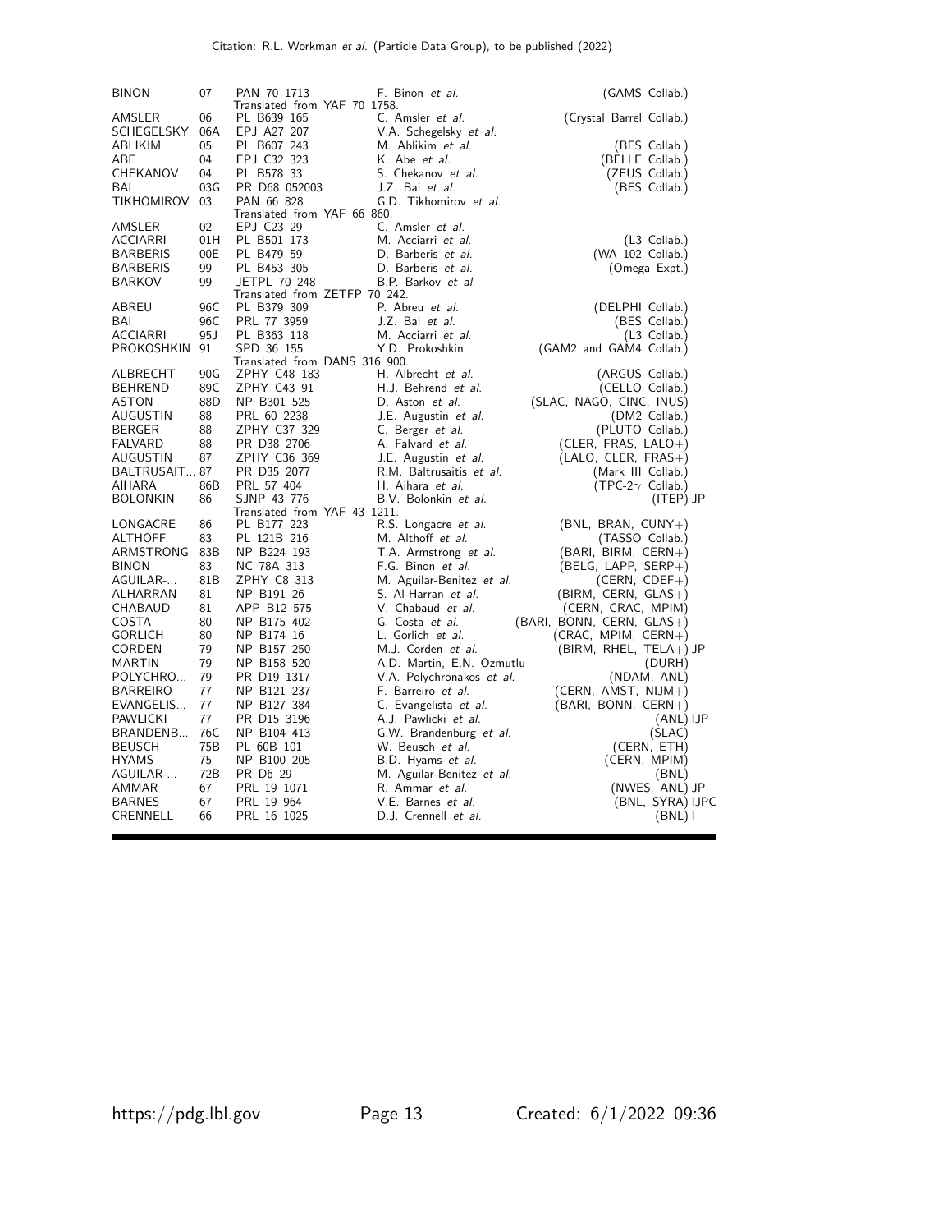| | | | | |
|---|---|---|---|---|
| BINON | 07 | PAN 70 1713 | F. Binon *et al.* | (GAMS Collab.) |
| | | Translated from YAF 70 1758. | | |
| AMSLER | 06 | PL B639 165 | C. Amsler *et al.* | (Crystal Barrel Collab.) |
| SCHEGELSKY | 06A | EPJ A27 207 | V.A. Schegelsky *et al.* | |
| ABLIKIM | 05 | PL B607 243 | M. Ablikim *et al.* | (BES Collab.) |
| ABE | 04 | EPJ C32 323 | K. Abe *et al.* | (BELLE Collab.) |
| CHEKANOV | 04 | PL B578 33 | S. Chekanov *et al.* | (ZEUS Collab.) |
| BAI | 03G | PR D68 052003 | J.Z. Bai *et al.* | (BES Collab.) |
| TIKHOMIROV | 03 | PAN 66 828 | G.D. Tikhomirov *et al.* | |
| | | Translated from YAF 66 860. | | |
| AMSLER | 02 | EPJ C23 29 | C. Amsler *et al.* | |
| ACCIARRI | 01H | PL B501 173 | M. Acciarri *et al.* | (L3 Collab.) |
| BARBERIS | 00E | PL B479 59 | D. Barberis *et al.* | (WA 102 Collab.) |
| BARBERIS | 99 | PL B453 305 | D. Barberis *et al.* | (Omega Expt.) |
| BARKOV | 99 | JETPL 70 248 | B.P. Barkov *et al.* | |
| | | Translated from ZETFP 70 242. | | |
| ABREU | 96C | PL B379 309 | P. Abreu *et al.* | (DELPHI Collab.) |
| BAI | 96C | PRL 77 3959 | J.Z. Bai *et al.* | (BES Collab.) |
| ACCIARRI | 95J | PL B363 118 | M. Acciarri *et al.* | (L3 Collab.) |
| PROKOSHKIN | 91 | SPD 36 155 | Y.D. Prokoshkin | (GAM2 and GAM4 Collab.) |
| | | Translated from DANS 316 900. | | |
| ALBRECHT | 90G | ZPHY C48 183 | H. Albrecht *et al.* | (ARGUS Collab.) |
| BEHREND | 89C | ZPHY C43 91 | H.J. Behrend *et al.* | (CELLO Collab.) |
| ASTON | 88D | NP B301 525 | D. Aston *et al.* | (SLAC, NAGO, CINC, INUS) |
| AUGUSTIN | 88 | PRL 60 2238 | J.E. Augustin *et al.* | (DM2 Collab.) |
| BERGER | 88 | ZPHY C37 329 | C. Berger *et al.* | (PLUTO Collab.) |
| FALVARD | 88 | PR D38 2706 | A. Falvard *et al.* | (CLER, FRAS, LALO+) |
| AUGUSTIN | 87 | ZPHY C36 369 | J.E. Augustin *et al.* | (LALO, CLER, FRAS+) |
| BALTRUSAIT... | 87 | PR D35 2077 | R.M. Baltrusaitis *et al.* | (Mark III Collab.) |
| AIHARA | 86B | PRL 57 404 | H. Aihara *et al.* | (TPC-2$\gamma$ Collab.) |
| BOLONKIN | 86 | SJNP 43 776 | B.V. Bolonkin *et al.* | (ITEP) JP |
| | | Translated from YAF 43 1211. | | |
| LONGACRE | 86 | PL B177 223 | R.S. Longacre *et al.* | (BNL, BRAN, CUNY+) |
| ALTHOFF | 83 | PL 121B 216 | M. Althoff *et al.* | (TASSO Collab.) |
| ARMSTRONG | 83B | NP B224 193 | T.A. Armstrong *et al.* | (BARI, BIRM, CERN+) |
| BINON | 83 | NC 78A 313 | F.G. Binon *et al.* | (BELG, LAPP, SERP+) |
| AGUILAR-... | 81B | ZPHY C8 313 | M. Aguilar-Benitez *et al.* | (CERN, CDEF+) |
| ALHARRAN | 81 | NP B191 26 | S. Al-Harran *et al.* | (BIRM, CERN, GLAS+) |
| CHABAUD | 81 | APP B12 575 | V. Chabaud *et al.* | (CERN, CRAC, MPIM) |
| COSTA | 80 | NP B175 402 | G. Costa *et al.* | (BARI, BONN, CERN, GLAS+) |
| GORLICH | 80 | NP B174 16 | L. Gorlich *et al.* | (CRAC, MPIM, CERN+) |
| CORDEN | 79 | NP B157 250 | M.J. Corden *et al.* | (BIRM, RHEL, TELA+) JP |
| MARTIN | 79 | NP B158 520 | A.D. Martin, E.N. Ozmutlu | (DURH) |
| POLYCHRO... | 79 | PR D19 1317 | V.A. Polychronakos *et al.* | (NDAM, ANL) |
| BARREIRO | 77 | NP B121 237 | F. Barreiro *et al.* | (CERN, AMST, NIJM+) |
| EVANGELIS... | 77 | NP B127 384 | C. Evangelista *et al.* | (BARI, BONN, CERN+) |
| PAWLICKI | 77 | PR D15 3196 | A.J. Pawlicki *et al.* | (ANL) IJP |
| BRANDENB... | 76C | NP B104 413 | G.W. Brandenburg *et al.* | (SLAC) |
| BEUSCH | 75B | PL 60B 101 | W. Beusch *et al.* | (CERN, ETH) |
| HYAMS | 75 | NP B100 205 | B.D. Hyams *et al.* | (CERN, MPIM) |
| AGUILAR-... | 72B | PR D6 29 | M. Aguilar-Benitez *et al.* | (BNL) |
| AMMAR | 67 | PRL 19 1071 | R. Ammar *et al.* | (NWES, ANL) JP |
| BARNES | 67 | PRL 19 964 | V.E. Barnes *et al.* | (BNL, SYRA) IJPC |
| CRENNELL | 66 | PRL 16 1025 | D.J. Crennell *et al.* | (BNL) I |